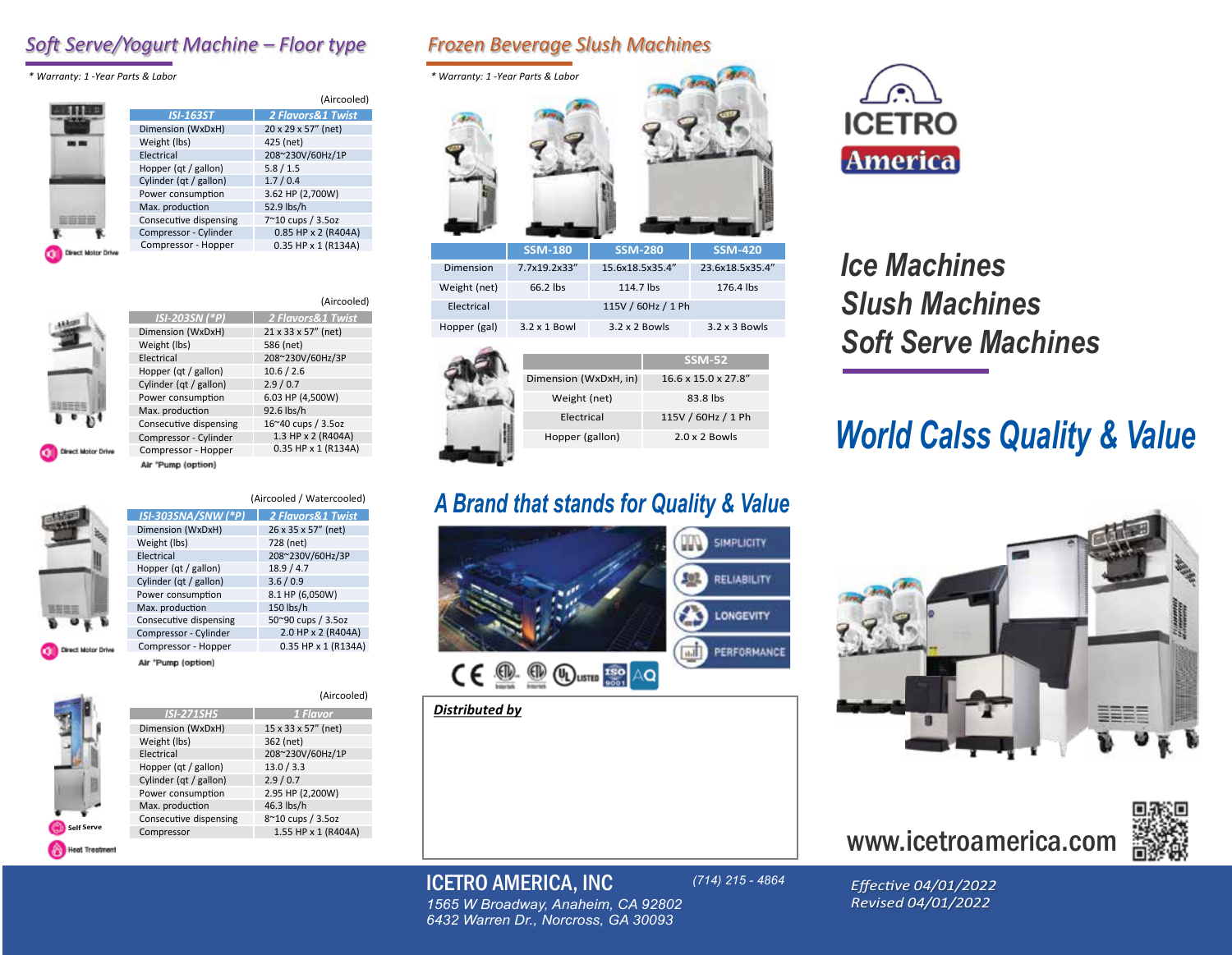## Soft Serve/Yogurt Machine – Floor type

*\* Warranty: 1 -Year Parts & Labor*

(Aircooled)

| ISI-163ST | 2 Flavors&1 Twist |
|---|---|
| Dimension (WxDxH) | 20 x 29 x 57" (net) |
| Weight (lbs) | 425 (net) |
| Electrical | 208~230V/60Hz/1P |
| Hopper (qt / gallon) | 5.8 / 1.5 |
| Cylinder (qt / gallon) | 1.7 / 0.4 |
| Power consumption | 3.62 HP (2,700W) |
| Max. production | 52.9 lbs/h |
| Consecutive dispensing | 7~10 cups / 3.5oz |
| Compressor - Cylinder | 0.85 HP x 2 (R404A) |
| Compressor - Hopper | 0.35 HP x 1 (R134A) |

Direct Motor Drive

(Aircooled)

| ISI-203SN (*P) | 2 Flavors&1 Twist |
|---|---|
| Dimension (WxDxH) | 21 x 33 x 57" (net) |
| Weight (lbs) | 586 (net) |
| Electrical | 208~230V/60Hz/3P |
| Hopper (qt / gallon) | 10.6 / 2.6 |
| Cylinder (qt / gallon) | 2.9 / 0.7 |
| Power consumption | 6.03 HP (4,500W) |
| Max. production | 92.6 lbs/h |
| Consecutive dispensing | 16~40 cups / 3.5oz |
| Compressor - Cylinder | 1.3 HP x 2 (R404A) |
| Compressor - Hopper | 0.35 HP x 1 (R134A) |

Direct Motor Drive

Air *Pump (option)

(Aircooled / Watercooled)

| ISI-303SNA/SNW (*P) | 2 Flavors&1 Twist |
|---|---|
| Dimension (WxDxH) | 26 x 35 x 57" (net) |
| Weight (lbs) | 728 (net) |
| Electrical | 208~230V/60Hz/3P |
| Hopper (qt / gallon) | 18.9 / 4.7 |
| Cylinder (qt / gallon) | 3.6 / 0.9 |
| Power consumption | 8.1 HP (6,050W) |
| Max. production | 150 lbs/h |
| Consecutive dispensing | 50~90 cups / 3.5oz |
| Compressor - Cylinder | 2.0 HP x 2 (R404A) |
| Compressor - Hopper | 0.35 HP x 1 (R134A) |

Direct Motor Drive

Air *Pump (option)

(Aircooled)

| ISI-271SHS | 1 Flavor |
|---|---|
| Dimension (WxDxH) | 15 x 33 x 57" (net) |
| Weight (lbs) | 362 (net) |
| Electrical | 208~230V/60Hz/1P |
| Hopper (qt / gallon) | 13.0 / 3.3 |
| Cylinder (qt / gallon) | 2.9 / 0.7 |
| Power consumption | 2.95 HP (2,200W) |
| Max. production | 46.3 lbs/h |
| Consecutive dispensing | 8~10 cups / 3.5oz |
| Compressor | 1.55 HP x 1 (R404A) |

Self Serve

Heat Treatment

## Frozen Beverage Slush Machines

*\* Warranty: 1 -Year Parts & Labor*

| | SSM-180 | SSM-280 | SSM-420 |
|---|---|---|---|
| Dimension | 7.7x19.2x33" | 15.6x18.5x35.4" | 23.6x18.5x35.4" |
| Weight (net) | 66.2 lbs | 114.7 lbs | 176.4 lbs |
| Electrical | 115V / 60Hz / 1 Ph | | |
| Hopper (gal) | 3.2 x 1 Bowl | 3.2 x 2 Bowls | 3.2 x 3 Bowls |

| | SSM-52 |
|---|---|
| Dimension (WxDxH, in) | 16.6 x 15.0 x 27.8" |
| Weight (net) | 83.8 lbs |
| Electrical | 115V / 60Hz / 1 Ph |
| Hopper (gallon) | 2.0 x 2 Bowls |

## A Brand that stands for Quality & Value

- SIMPLICITY
- RELIABILITY
- LONGEVITY
- PERFORMANCE

***Distributed by***

ICETRO America

# Ice Machines
# Slush Machines
# Soft Serve Machines

## World Calss Quality & Value

www.icetroamerica.com

**ICETRO AMERICA, INC**

*(714) 215 - 4864*

*1565 W Broadway, Anaheim, CA 92802*
*6432 Warren Dr., Norcross, GA 30093*

*Effective 04/01/2022*
*Revised 04/01/2022*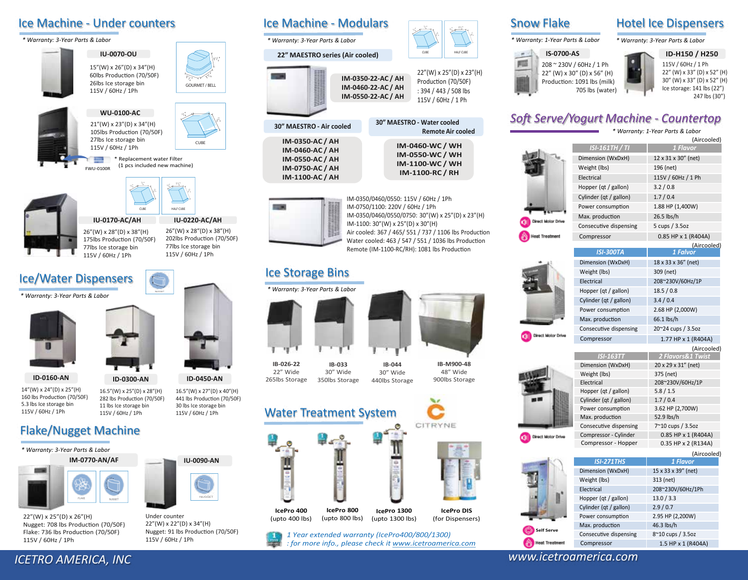## Ice Machine - Under counters

* Warranty: 3-Year Parts & Labor

**IU-0070-OU**

15"(W) x 26"(D) x 34"(H)
60lbs Production (70/50F)
26lbs Ice storage bin
115V / 60Hz / 1PH

GOURMET / BELL

**WU-0100-AC**

21"(W) x 23"(D) x 34"(H)
105lbs Production (70/50F)
27lbs Ice storage bin
115V / 60Hz / 1PH

CUBE

* Replacement water Filter
(1 pcs included new machine)

FWU-0100R

CUBE HALF CUBE

**IU-0170-AC/AH**

26"(W) x 28"(D) x 38"(H)
175lbs Production (70/50F)
77lbs Ice storage bin
115V / 60Hz / 1Ph

**IU-0220-AC/AH**

26"(W) x 28"(D) x 38"(H)
202lbs Production (70/50F)
77lbs Ice storage bin
115V / 60Hz / 1Ph

## Ice/Water Dispensers

NUGGET

* Warranty: 3-Year Parts & Labor

**ID-0160-AN**

14"(W) x 24"(D) x 25"(H)
160 lbs Production (70/50F)
5.3 lbs Ice storage bin
115V / 60Hz / 1Ph

**ID-0300-AN**

16.5"(W) x 25"(D) x 28"(H)
282 lbs Production (70/50F)
11 lbs Ice storage bin
115V / 60Hz / 1Ph

**ID-0450-AN**

16.5"(W) x 27"(D) x 40"(H)
441 lbs Production (70/50F)
30 lbs Ice storage bin
115V / 60Hz / 1Ph

## Flake/Nugget Machine

* Warranty: 3-Year Parts & Labor

**IM-0770-AN/AF**

FLAKE NUGGET

22"(W) x 25"(D) x 26"(H)
Nugget: 708 lbs Production (70/50F)
Flake: 736 lbs Production (70/50F)
115V / 60Hz / 1Ph

**IU-0090-AN**

NUGGET

Under counter
22"(W) x 22"(D) x 34"(H)
Nugget: 91 lbs Production (70/50F)
115V / 60Hz / 1Ph

## Ice Machine - Modulars

CUBE HALF CUBE

* Warranty: 3-Year Parts & Labor

**22" MAESTRO series (Air cooled)**

**IM-0350-22-AC / AH**
**IM-0460-22-AC / AH**
**IM-0550-22-AC / AH**

22"(W) x 25"(D) x 23"(H)
Production (70/50F)
: 394 / 443 / 508 lbs
115V / 60Hz / 1 Ph

**30" MAESTRO - Air cooled**

**IM-0350-AC / AH**
**IM-0460-AC / AH**
**IM-0550-AC / AH**
**IM-0750-AC / AH**
**IM-1100-AC / AH**

**30" MAESTRO - Water cooled**
**Remote Air cooled**

**IM-0460-WC / WH**
**IM-0550-WC / WH**
**IM-1100-WC / WH**
**IM-1100-RC / RH**

IM-0350/0460/0550: 115V / 60Hz / 1Ph
IM-0750/1100: 220V / 60Hz / 1Ph
IM-0350/0460/0550/0750: 30"(W) x 25"(D) x 23"(H)
IM-1100: 30"(W) x 25"(D) x 30"(H)
Air cooled: 367 / 465/ 551 / 737 / 1106 lbs Production
Water cooled: 463 / 547 / 551 / 1036 lbs Production
Remote (IM-1100-RC/RH): 1081 lbs Production

## Ice Storage Bins

* Warranty: 3-Year Parts & Labor

**IB-026-22**
22" Wide
265lbs Storage

**IB-033**
30" Wide
350lbs Storage

**IB-044**
30" Wide
440lbs Storage

**IB-M900-48**
48" Wide
900lbs Storage

## Water Treatment System

CITRYNE

**IcePro 400**
(upto 400 lbs)

**IcePro 800**
(upto 800 lbs)

**IcePro 1300**
(upto 1300 lbs)

**IcePro DIS**
(for Dispensers)

*1 Year extended warranty (IcePro400/800/1300)*
*: for more info., please check it www.icetroamerica.com*

## Snow Flake

* Warranty: 1-Year Parts & Labor

**IS-0700-AS**

208 ~ 230V / 60Hz / 1 Ph
22" (W) x 30" (D) x 56" (H)
Production: 1091 lbs (milk)
705 lbs (water)

## Hotel Ice Dispensers

* Warranty: 3-Year Parts & Labor

**ID-H150 / H250**

115V / 60Hz / 1 Ph
22" (W) x 33" (D) x 52" (H)
30" (W) x 33" (D) x 52" (H)
Ice storage: 141 lbs (22")
247 lbs (30")

## Soft Serve/Yogurt Machine - Countertop

* Warranty: 1-Year Parts & Labor

Direct Motor Drive
Heat Treatment

(Aircooled)

| ISI-161TH / TI | 1 Flavor |
|---|---|
| Dimension (WxDxH) | 12 x 31 x 30" (net) |
| Weight (lbs) | 196 (net) |
| Electrical | 115V / 60Hz / 1 Ph |
| Hopper (qt / gallon) | 3.2 / 0.8 |
| Cylinder (qt / gallon) | 1.7 / 0.4 |
| Power consumption | 1.88 HP (1,400W) |
| Max. production | 26.5 lbs/h |
| Consecutive dispensing | 5 cups / 3.5oz |
| Compressor | 0.85 HP x 1 (R404A) |

Direct Motor Drive

(Aircooled)

| ISI-300TA | 1 Falvor |
|---|---|
| Dimension (WxDxH) | 18 x 33 x 36" (net) |
| Weight (lbs) | 309 (net) |
| Electrical | 208~230V/60Hz/1P |
| Hopper (qt / gallon) | 18.5 / 0.8 |
| Cylinder (qt / gallon) | 3.4 / 0.4 |
| Power consumption | 2.68 HP (2,000W) |
| Max. production | 66.1 lbs/h |
| Consecutive dispensing | 20~24 cups / 3.5oz |
| Compressor | 1.77 HP x 1 (R404A) |

Direct Motor Drive

(Aircooled)

| ISI-163TT | 2 Flavors&1 Twist |
|---|---|
| Dimension (WxDxH) | 20 x 29 x 31" (net) |
| Weight (lbs) | 375 (net) |
| Electrical | 208~230V/60Hz/1P |
| Hopper (qt / gallon) | 5.8 / 1.5 |
| Cylinder (qt / gallon) | 1.7 / 0.4 |
| Power consumption | 3.62 HP (2,700W) |
| Max. production | 52.9 lbs/h |
| Consecutive dispensing | 7~10 cups / 3.5oz |
| Compressor - Cylinder | 0.85 HP x 1 (R404A) |
| Compressor - Hopper | 0.35 HP x 2 (R134A) |

Self Serve
Heat Treatment

(Aircooled)

| ISI-271THS | 1 Flavor |
|---|---|
| Dimension (WxDxH) | 15 x 33 x 39" (net) |
| Weight (lbs) | 313 (net) |
| Electrical | 208~230V/60Hz/1Ph |
| Hopper (qt / gallon) | 13.0 / 3.3 |
| Cylinder (qt / gallon) | 2.9 / 0.7 |
| Power consumption | 2.95 HP (2,200W) |
| Max. production | 46.3 lbs/h |
| Consecutive dispensing | 8~10 cups / 3.5oz |
| Compressor | 1.5 HP x 1 (R404A) |

*ICETRO AMERICA, INC*

*www.icetroamerica.com*